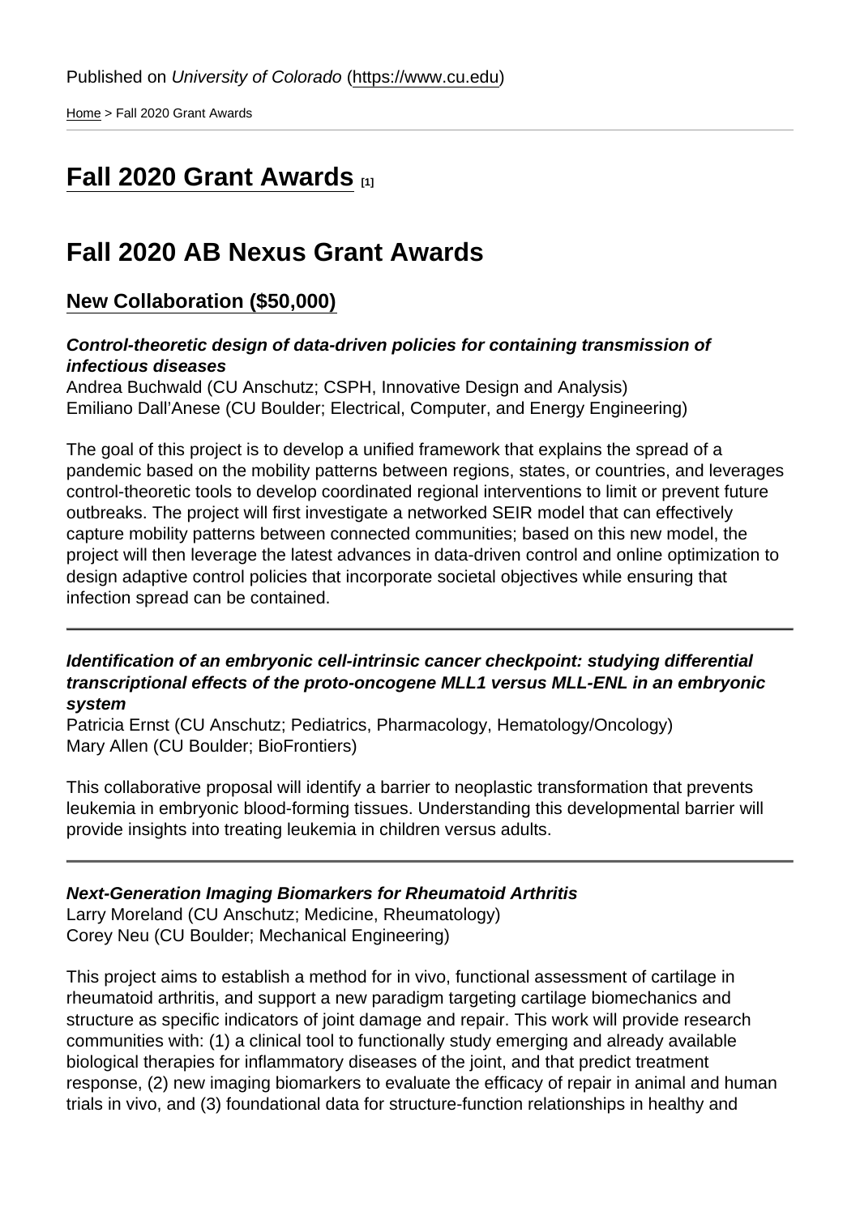Published on *University of Colorado* (https://www.cu.edu)

Home > Fall 2020 Grant Awards

# Fall 2020 Grant Awards [1]

# Fall 2020 AB Nexus Grant Awards

## New Collaboration ($50,000)

***Control-theoretic design of data-driven policies for containing transmission of infectious diseases***
Andrea Buchwald (CU Anschutz; CSPH, Innovative Design and Analysis)
Emiliano Dall'Anese (CU Boulder; Electrical, Computer, and Energy Engineering)

The goal of this project is to develop a unified framework that explains the spread of a pandemic based on the mobility patterns between regions, states, or countries, and leverages control-theoretic tools to develop coordinated regional interventions to limit or prevent future outbreaks. The project will first investigate a networked SEIR model that can effectively capture mobility patterns between connected communities; based on this new model, the project will then leverage the latest advances in data-driven control and online optimization to design adaptive control policies that incorporate societal objectives while ensuring that infection spread can be contained.

---

***Identification of an embryonic cell-intrinsic cancer checkpoint: studying differential transcriptional effects of the proto-oncogene MLL1 versus MLL-ENL in an embryonic system***
Patricia Ernst (CU Anschutz; Pediatrics, Pharmacology, Hematology/Oncology)
Mary Allen (CU Boulder; BioFrontiers)

This collaborative proposal will identify a barrier to neoplastic transformation that prevents leukemia in embryonic blood-forming tissues. Understanding this developmental barrier will provide insights into treating leukemia in children versus adults.

---

***Next-Generation Imaging Biomarkers for Rheumatoid Arthritis***
Larry Moreland (CU Anschutz; Medicine, Rheumatology)
Corey Neu (CU Boulder; Mechanical Engineering)

This project aims to establish a method for in vivo, functional assessment of cartilage in rheumatoid arthritis, and support a new paradigm targeting cartilage biomechanics and structure as specific indicators of joint damage and repair. This work will provide research communities with: (1) a clinical tool to functionally study emerging and already available biological therapies for inflammatory diseases of the joint, and that predict treatment response, (2) new imaging biomarkers to evaluate the efficacy of repair in animal and human trials in vivo, and (3) foundational data for structure-function relationships in healthy and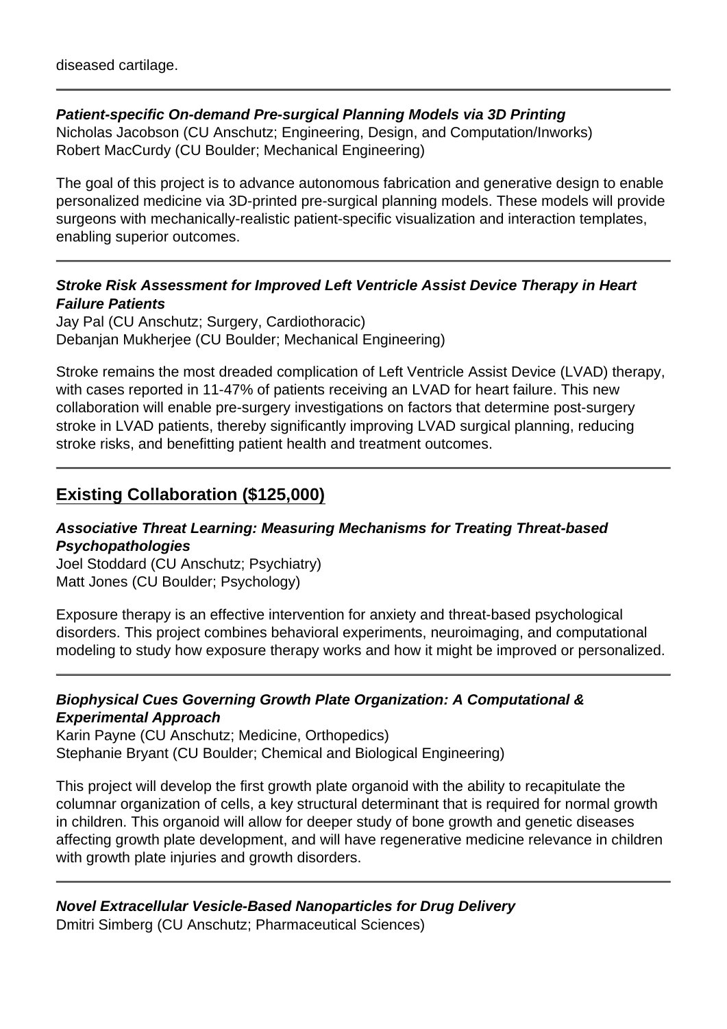diseased cartilage.

---

***Patient-specific On-demand Pre-surgical Planning Models via 3D Printing***
Nicholas Jacobson (CU Anschutz; Engineering, Design, and Computation/Inworks)
Robert MacCurdy (CU Boulder; Mechanical Engineering)

The goal of this project is to advance autonomous fabrication and generative design to enable personalized medicine via 3D-printed pre-surgical planning models. These models will provide surgeons with mechanically-realistic patient-specific visualization and interaction templates, enabling superior outcomes.

---

***Stroke Risk Assessment for Improved Left Ventricle Assist Device Therapy in Heart Failure Patients***
Jay Pal (CU Anschutz; Surgery, Cardiothoracic)
Debanjan Mukherjee (CU Boulder; Mechanical Engineering)

Stroke remains the most dreaded complication of Left Ventricle Assist Device (LVAD) therapy, with cases reported in 11-47% of patients receiving an LVAD for heart failure. This new collaboration will enable pre-surgery investigations on factors that determine post-surgery stroke in LVAD patients, thereby significantly improving LVAD surgical planning, reducing stroke risks, and benefitting patient health and treatment outcomes.

---

## Existing Collaboration ($125,000)

***Associative Threat Learning: Measuring Mechanisms for Treating Threat-based Psychopathologies***
Joel Stoddard (CU Anschutz; Psychiatry)
Matt Jones (CU Boulder; Psychology)

Exposure therapy is an effective intervention for anxiety and threat-based psychological disorders. This project combines behavioral experiments, neuroimaging, and computational modeling to study how exposure therapy works and how it might be improved or personalized.

---

***Biophysical Cues Governing Growth Plate Organization: A Computational & Experimental Approach***
Karin Payne (CU Anschutz; Medicine, Orthopedics)
Stephanie Bryant (CU Boulder; Chemical and Biological Engineering)

This project will develop the first growth plate organoid with the ability to recapitulate the columnar organization of cells, a key structural determinant that is required for normal growth in children. This organoid will allow for deeper study of bone growth and genetic diseases affecting growth plate development, and will have regenerative medicine relevance in children with growth plate injuries and growth disorders.

---

***Novel Extracellular Vesicle-Based Nanoparticles for Drug Delivery***
Dmitri Simberg (CU Anschutz; Pharmaceutical Sciences)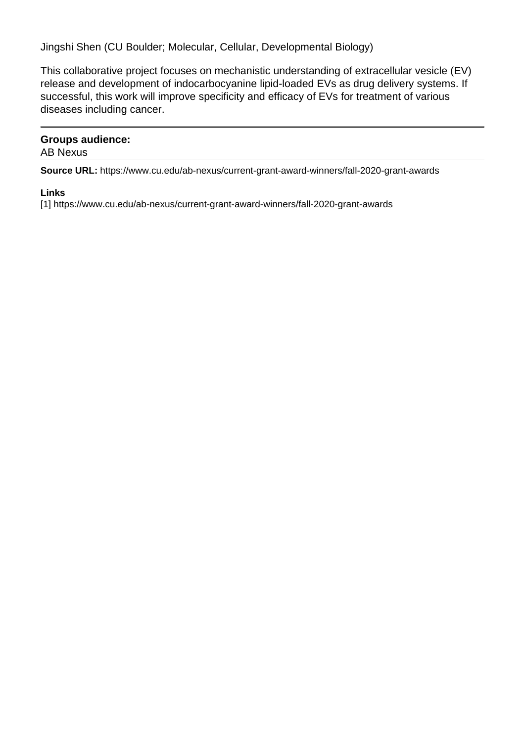Jingshi Shen (CU Boulder; Molecular, Cellular, Developmental Biology)

This collaborative project focuses on mechanistic understanding of extracellular vesicle (EV) release and development of indocarbocyanine lipid-loaded EVs as drug delivery systems. If successful, this work will improve specificity and efficacy of EVs for treatment of various diseases including cancer.

---

**Groups audience:**
AB Nexus

---

**Source URL:** https://www.cu.edu/ab-nexus/current-grant-award-winners/fall-2020-grant-awards

**Links**
[1] https://www.cu.edu/ab-nexus/current-grant-award-winners/fall-2020-grant-awards